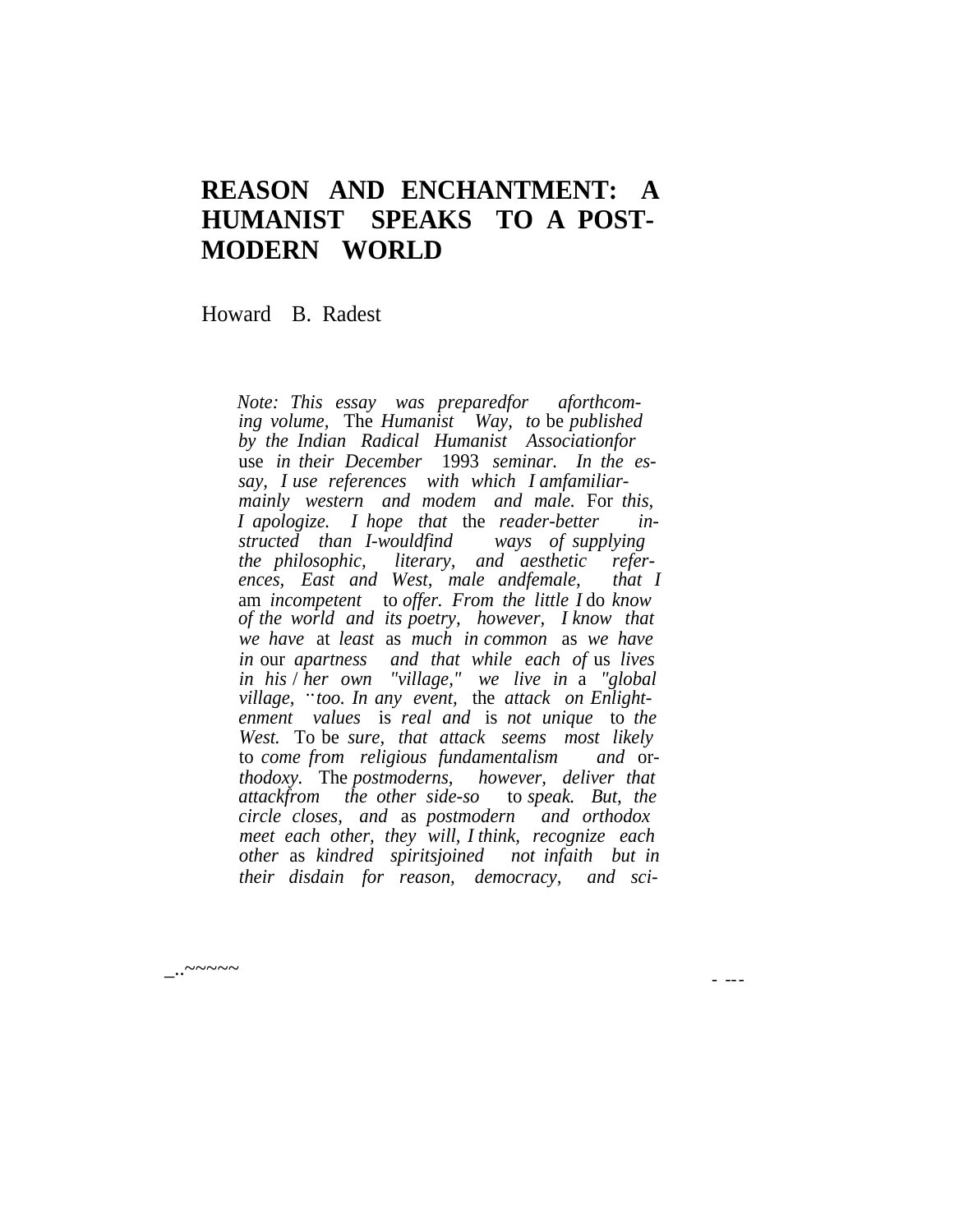# REASON AND ENCHANTMENT: A HUMANIST SPEAKS TO A POST-MODERN WORLD

Howard B. Radest

*Note: This essay was preparedfor aforthcoming volume,* The *Humanist Way, to* be *published by the Indian Radical Humanist Associationfor* use *in their December* 1993 *seminar. In the essay, I use references with which I amfamiliar-mainly western and modem and male.* For *this, I apologize. I hope that* the *reader-better instructed than I-wouldfind ways of supplying the philosophic, literary, and aesthetic references, East and West, male andfemale, that I* am *incompetent* to *offer. From the little I* do *know of the world and its poetry, however, I know that we have* at *least* as *much in common* as *we have in* our *apartness and that while each of* us *lives in his / her own "village," we live in* a *"global village, ¨too. In any event,* the *attack on Enlightenment values* is *real and* is *not unique* to *the West.* To be *sure, that attack seems most likely* to *come from religious fundamentalism and* or*thodoxy.* The *postmoderns, however, deliver that attackfrom the other side-so* to *speak. But, the circle closes, and* as *postmodern and orthodox meet each other, they will, I think, recognize each other* as *kindred spiritsjoined not infaith but in their disdain for reason, democracy, and sci-*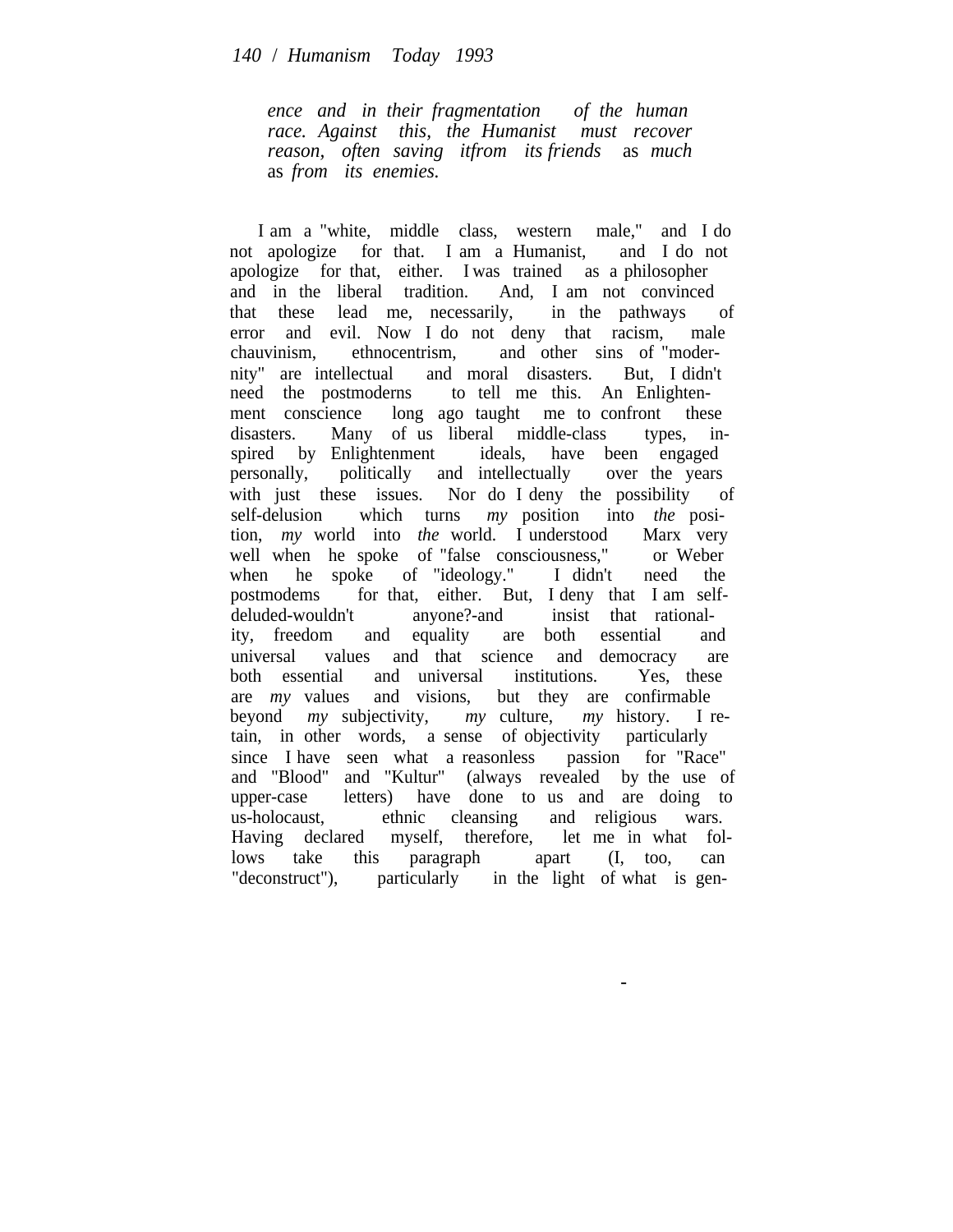*ence and in their fragmentation of the human race. Against this, the Humanist must recover reason, often saving itfrom its friends* as *much* as *from its enemies.*

I am a "white, middle class, western male," and I do not apologize for that. I am a Humanist, and I do not apologize for that, either. I was trained as a philosopher and in the liberal tradition. And, I am not convinced that these lead me, necessarily, in the pathways of error and evil. Now I do not deny that racism, male chauvinism, ethnocentrism, and other sins of "modernity" are intellectual and moral disasters. But, I didn't need the postmoderns to tell me this. An Enlightenment conscience long ago taught me to confront these disasters. Many of us liberal middle-class types, inspired by Enlightenment ideals, have been engaged personally, politically and intellectually over the years with just these issues. Nor do I deny the possibility of self-delusion which turns *my* position into *the* position, *my* world into *the* world. I understood Marx very well when he spoke of "false consciousness," or Weber when he spoke of "ideology." I didn't need the postmodems for that, either. But, I deny that I am self-deluded-wouldn't anyone?-and insist that rationality, freedom and equality are both essential and universal values and that science and democracy are both essential and universal institutions. Yes, these are *my* values and visions, but they are confirmable beyond *my* subjectivity, *my* culture, *my* history. I retain, in other words, a sense of objectivity particularly since I have seen what a reasonless passion for "Race" and "Blood" and "Kultur" (always revealed by the use of upper-case letters) have done to us and are doing to us-holocaust, ethnic cleansing and religious wars. Having declared myself, therefore, let me in what follows take this paragraph apart (I, too, can "deconstruct"), particularly in the light of what is gen-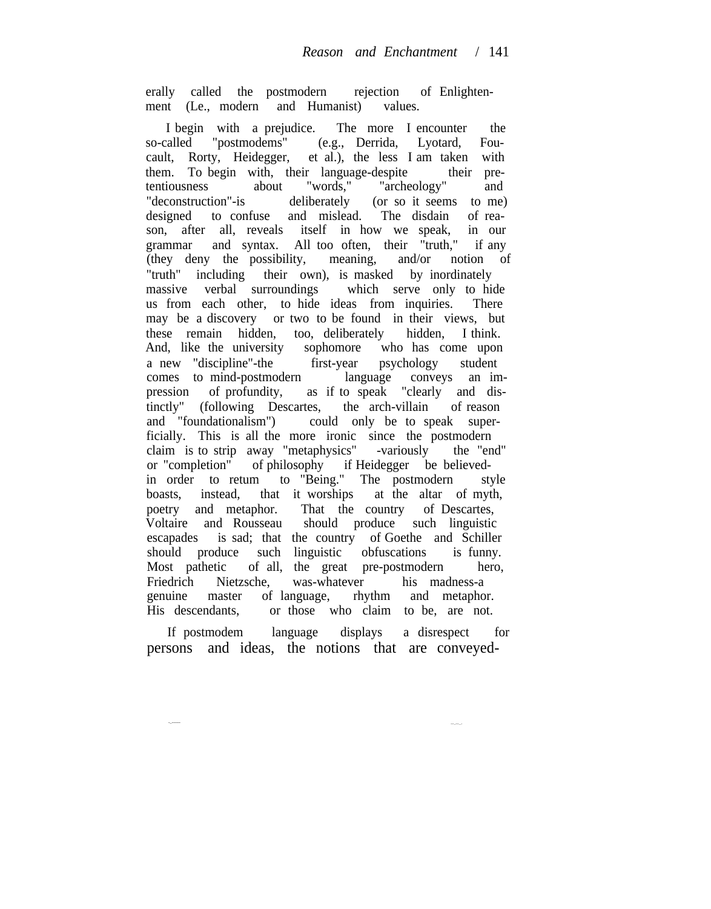erally called the postmodern rejection of Enlightenment (I.e., modern and Humanist) values.

I begin with a prejudice. The more I encounter the so-called "postmodems" (e.g., Derrida, Lyotard, Foucault, Rorty, Heidegger, et al.), the less I am taken with them. To begin with, their language-despite their pretentiousness about "words," "archeology" and "deconstruction"-is deliberately (or so it seems to me) designed to confuse and mislead. The disdain of reason, after all, reveals itself in how we speak, in our grammar and syntax. All too often, their "truth," if any (they deny the possibility, meaning, and/or notion of "truth" including their own), is masked by inordinately massive verbal surroundings which serve only to hide us from each other, to hide ideas from inquiries. There may be a discovery or two to be found in their views, but these remain hidden, too, deliberately hidden, I think. And, like the university sophomore who has come upon a new "discipline"-the first-year psychology student comes to mind-postmodern language conveys an impression of profundity, as if to speak "clearly and distinctly" (following Descartes, the arch-villain of reason and "foundationalism") could only be to speak superficially. This is all the more ironic since the postmodern claim is to strip away "metaphysics" -variously the "end" or "completion" of philosophy if Heidegger be believed-in order to retum to "Being." The postmodern style boasts, instead, that it worships at the altar of myth, poetry and metaphor. That the country of Descartes, Voltaire and Rousseau should produce such linguistic escapades is sad; that the country of Goethe and Schiller should produce such linguistic obfuscations is funny. Most pathetic of all, the great pre-postmodern hero, Friedrich Nietzsche, was-whatever his madness-a genuine master of language, rhythm and metaphor. His descendants, or those who claim to be, are not.

If postmodem language displays a disrespect for persons and ideas, the notions that are conveyed-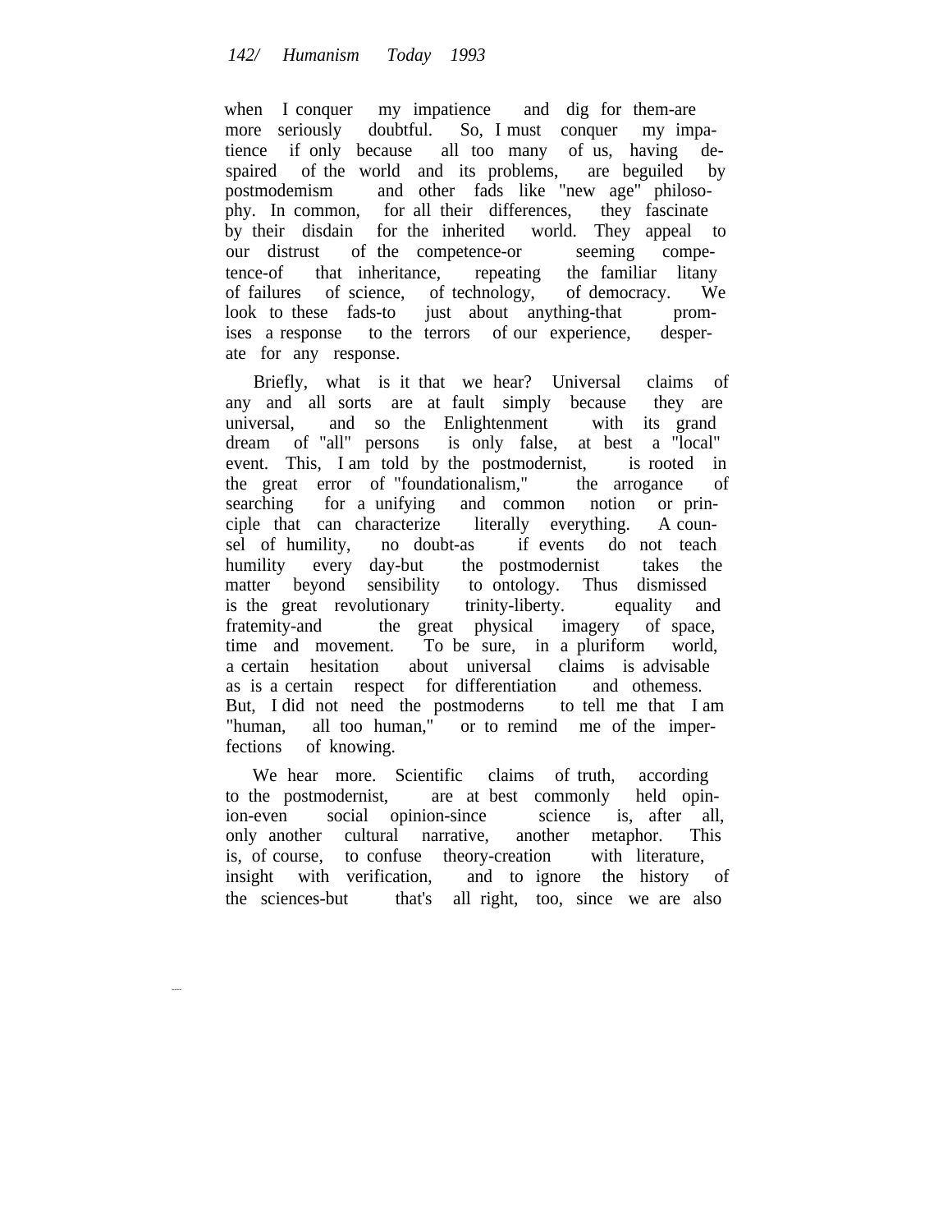when I conquer my impatience and dig for them-are more seriously doubtful. So, I must conquer my impatience if only because all too many of us, having despaired of the world and its problems, are beguiled by postmodemism and other fads like "new age" philosophy. In common, for all their differences, they fascinate by their disdain for the inherited world. They appeal to our distrust of the competence-or seeming competence-of that inheritance, repeating the familiar litany of failures of science, of technology, of democracy. We look to these fads-to just about anything-that promises a response to the terrors of our experience, desperate for any response.

Briefly, what is it that we hear? Universal claims of any and all sorts are at fault simply because they are universal, and so the Enlightenment with its grand dream of "all" persons is only false, at best a "local" event. This, I am told by the postmodernist, is rooted in the great error of "foundationalism," the arrogance of searching for a unifying and common notion or principle that can characterize literally everything. A counsel of humility, no doubt-as if events do not teach humility every day-but the postmodernist takes the matter beyond sensibility to ontology. Thus dismissed is the great revolutionary trinity-liberty. equality and fratemity-and the great physical imagery of space, time and movement. To be sure, in a pluriform world, a certain hesitation about universal claims is advisable as is a certain respect for differentiation and othemess. But, I did not need the postmoderns to tell me that I am "human, all too human," or to remind me of the imperfections of knowing.

We hear more. Scientific claims of truth, according to the postmodernist, are at best commonly held opinion-even social opinion-since science is, after all, only another cultural narrative, another metaphor. This is, of course, to confuse theory-creation with literature, insight with verification, and to ignore the history of the sciences-but that's all right, too, since we are also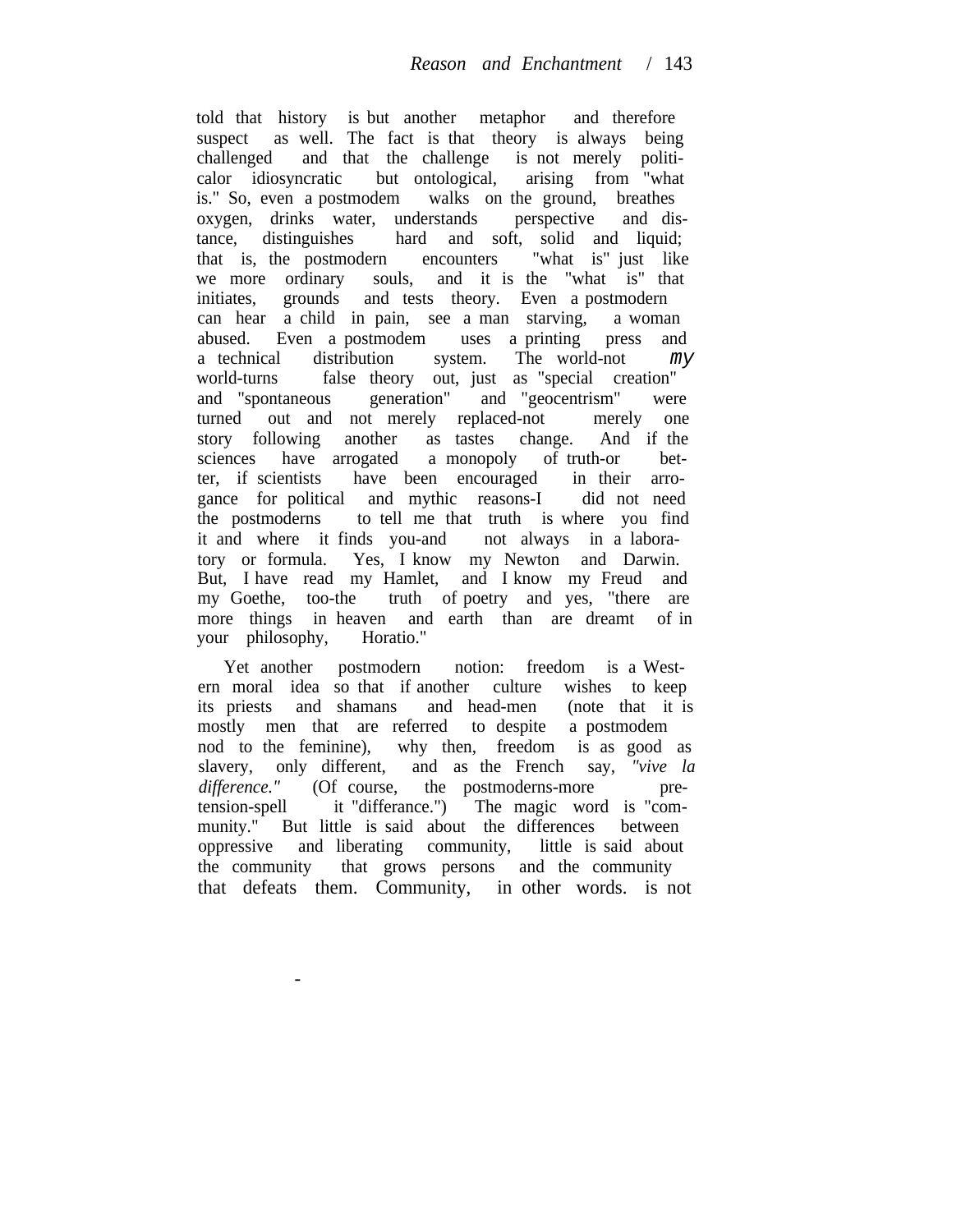told that history is but another metaphor and therefore suspect as well. The fact is that theory is always being challenged and that the challenge is not merely political or idiosyncratic but ontological, arising from "what is." So, even a postmodern walks on the ground, breathes oxygen, drinks water, understands perspective and distance, distinguishes hard and soft, solid and liquid; that is, the postmodern encounters "what is" just like we more ordinary souls, and it is the "what is" that initiates, grounds and tests theory. Even a postmodern can hear a child in pain, see a man starving, a woman abused. Even a postmodern uses a printing press and a technical distribution system. The world-not *my* world-turns false theory out, just as "special creation" and "spontaneous generation" and "geocentrism" were turned out and not merely replaced-not merely one story following another as tastes change. And if the sciences have arrogated a monopoly of truth-or better, if scientists have been encouraged in their arrogance for political and mythic reasons-I did not need the postmoderns to tell me that truth is where you find it and where it finds you-and not always in a laboratory or formula. Yes, I know my Newton and Darwin. But, I have read my Hamlet, and I know my Freud and my Goethe, too-the truth of poetry and yes, "there are more things in heaven and earth than are dreamt of in your philosophy, Horatio."

Yet another postmodern notion: freedom is a Western moral idea so that if another culture wishes to keep its priests and shamans and head-men (note that it is mostly men that are referred to despite a postmodern nod to the feminine), why then, freedom is as good as slavery, only different, and as the French say, *"vive la difference."* (Of course, the postmoderns-more pretension-spell it "differance.") The magic word is "community." But little is said about the differences between oppressive and liberating community, little is said about the community that grows persons and the community that defeats them. Community, in other words. is not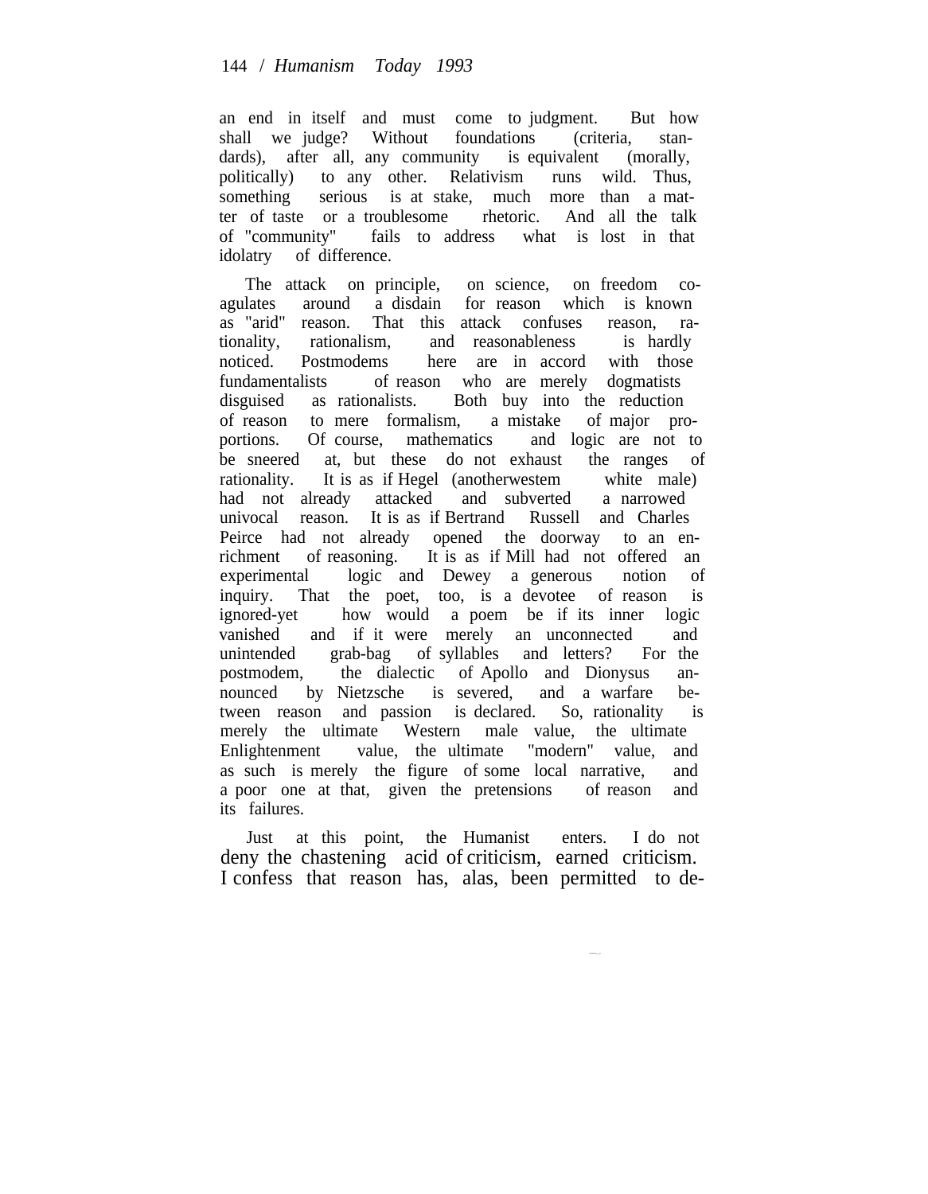an end in itself and must come to judgment. But how shall we judge? Without foundations (criteria, standards), after all, any community is equivalent (morally, politically) to any other. Relativism runs wild. Thus, something serious is at stake, much more than a matter of taste or a troublesome rhetoric. And all the talk of "community" fails to address what is lost in that idolatry of difference.

The attack on principle, on science, on freedom coagulates around a disdain for reason which is known as "arid" reason. That this attack confuses reason, rationality, rationalism, and reasonableness is hardly noticed. Postmodems here are in accord with those fundamentalists of reason who are merely dogmatists disguised as rationalists. Both buy into the reduction of reason to mere formalism, a mistake of major proportions. Of course, mathematics and logic are not to be sneered at, but these do not exhaust the ranges of rationality. It is as if Hegel (anotherwestem white male) had not already attacked and subverted a narrowed univocal reason. It is as if Bertrand Russell and Charles Peirce had not already opened the doorway to an enrichment of reasoning. It is as if Mill had not offered an experimental logic and Dewey a generous notion of inquiry. That the poet, too, is a devotee of reason is ignored-yet how would a poem be if its inner logic vanished and if it were merely an unconnected and unintended grab-bag of syllables and letters? For the postmodem, the dialectic of Apollo and Dionysus announced by Nietzsche is severed, and a warfare between reason and passion is declared. So, rationality is merely the ultimate Western male value, the ultimate Enlightenment value, the ultimate "modern" value, and as such is merely the figure of some local narrative, and a poor one at that, given the pretensions of reason and its failures.

Just at this point, the Humanist enters. I do not deny the chastening acid of criticism, earned criticism. I confess that reason has, alas, been permitted to de-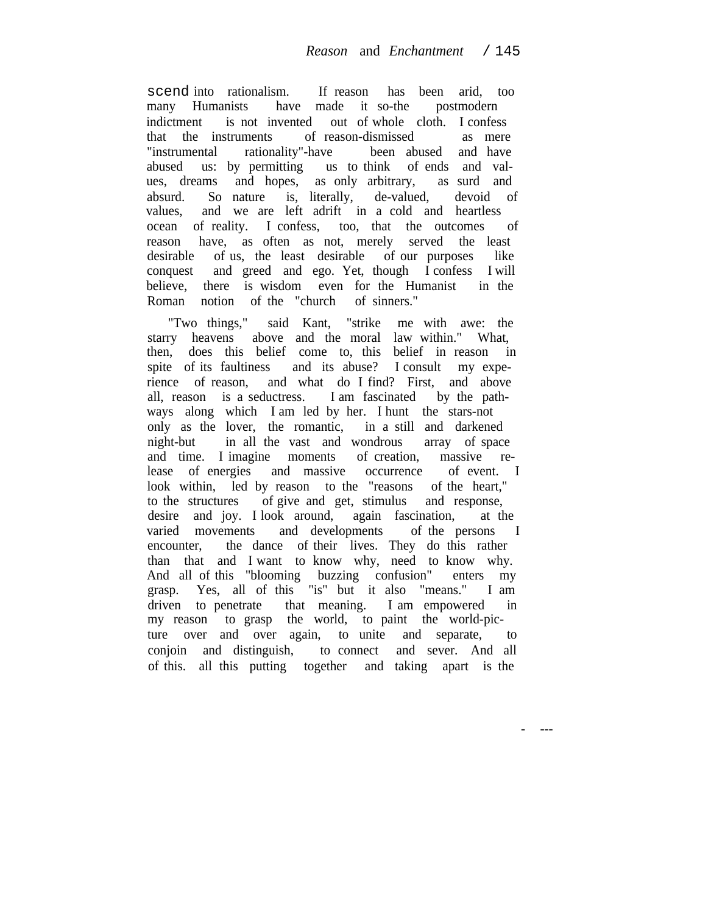scend into rationalism. If reason has been arid, too many Humanists have made it so-the postmodern indictment is not invented out of whole cloth. I confess that the instruments of reason-dismissed as mere "instrumental rationality"-have been abused and have abused us: by permitting us to think of ends and values, dreams and hopes, as only arbitrary, as surd and absurd. So nature is, literally, de-valued, devoid of values, and we are left adrift in a cold and heartless ocean of reality. I confess, too, that the outcomes of reason have, as often as not, merely served the least desirable of us, the least desirable of our purposes like conquest and greed and ego. Yet, though I confess I will believe, there is wisdom even for the Humanist in the Roman notion of the "church of sinners."

"Two things," said Kant, "strike me with awe: the starry heavens above and the moral law within." What, then, does this belief come to, this belief in reason in spite of its faultiness and its abuse? I consult my experience of reason, and what do I find? First, and above all, reason is a seductress. I am fascinated by the pathways along which I am led by her. I hunt the stars-not only as the lover, the romantic, in a still and darkened night-but in all the vast and wondrous array of space and time. I imagine moments of creation, massive release of energies and massive occurrence of event. I look within, led by reason to the "reasons of the heart," to the structures of give and get, stimulus and response, desire and joy. I look around, again fascination, at the varied movements and developments of the persons I encounter, the dance of their lives. They do this rather than that and I want to know why, need to know why. And all of this "blooming buzzing confusion" enters my grasp. Yes, all of this "is" but it also "means." I am driven to penetrate that meaning. I am empowered in my reason to grasp the world, to paint the world-picture over and over again, to unite and separate, to conjoin and distinguish, to connect and sever. And all of this. all this putting together and taking apart is the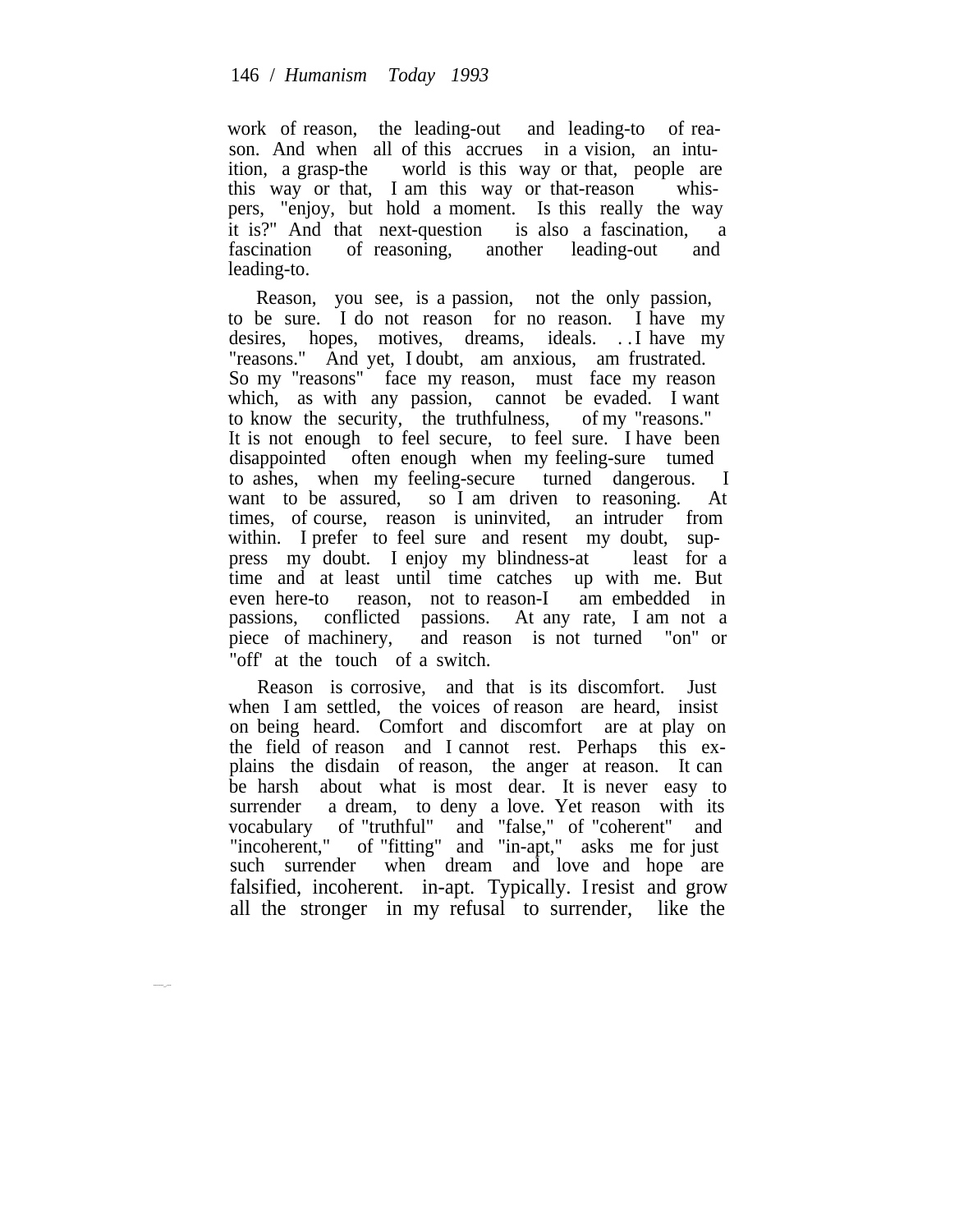work of reason, the leading-out and leading-to of reason. And when all of this accrues in a vision, an intuition, a grasp-the world is this way or that, people are this way or that, I am this way or that-reason whispers, "enjoy, but hold a moment. Is this really the way it is?" And that next-question is also a fascination, a fascination of reasoning, another leading-out and leading-to.

Reason, you see, is a passion, not the only passion, to be sure. I do not reason for no reason. I have my desires, hopes, motives, dreams, ideals. . .I have my "reasons." And yet, I doubt, am anxious, am frustrated. So my "reasons" face my reason, must face my reason which, as with any passion, cannot be evaded. I want to know the security, the truthfulness, of my "reasons." It is not enough to feel secure, to feel sure. I have been disappointed often enough when my feeling-sure tumed to ashes, when my feeling-secure turned dangerous. I want to be assured, so I am driven to reasoning. At times, of course, reason is uninvited, an intruder from within. I prefer to feel sure and resent my doubt, suppress my doubt. I enjoy my blindness-at least for a time and at least until time catches up with me. But even here-to reason, not to reason-I am embedded in passions, conflicted passions. At any rate, I am not a piece of machinery, and reason is not turned "on" or "off' at the touch of a switch.

Reason is corrosive, and that is its discomfort. Just when I am settled, the voices of reason are heard, insist on being heard. Comfort and discomfort are at play on the field of reason and I cannot rest. Perhaps this explains the disdain of reason, the anger at reason. It can be harsh about what is most dear. It is never easy to surrender a dream, to deny a love. Yet reason with its vocabulary of "truthful" and "false," of "coherent" and "incoherent," of "fitting" and "in-apt," asks me for just such surrender when dream and love and hope are falsified, incoherent. in-apt. Typically. I resist and grow all the stronger in my refusal to surrender, like the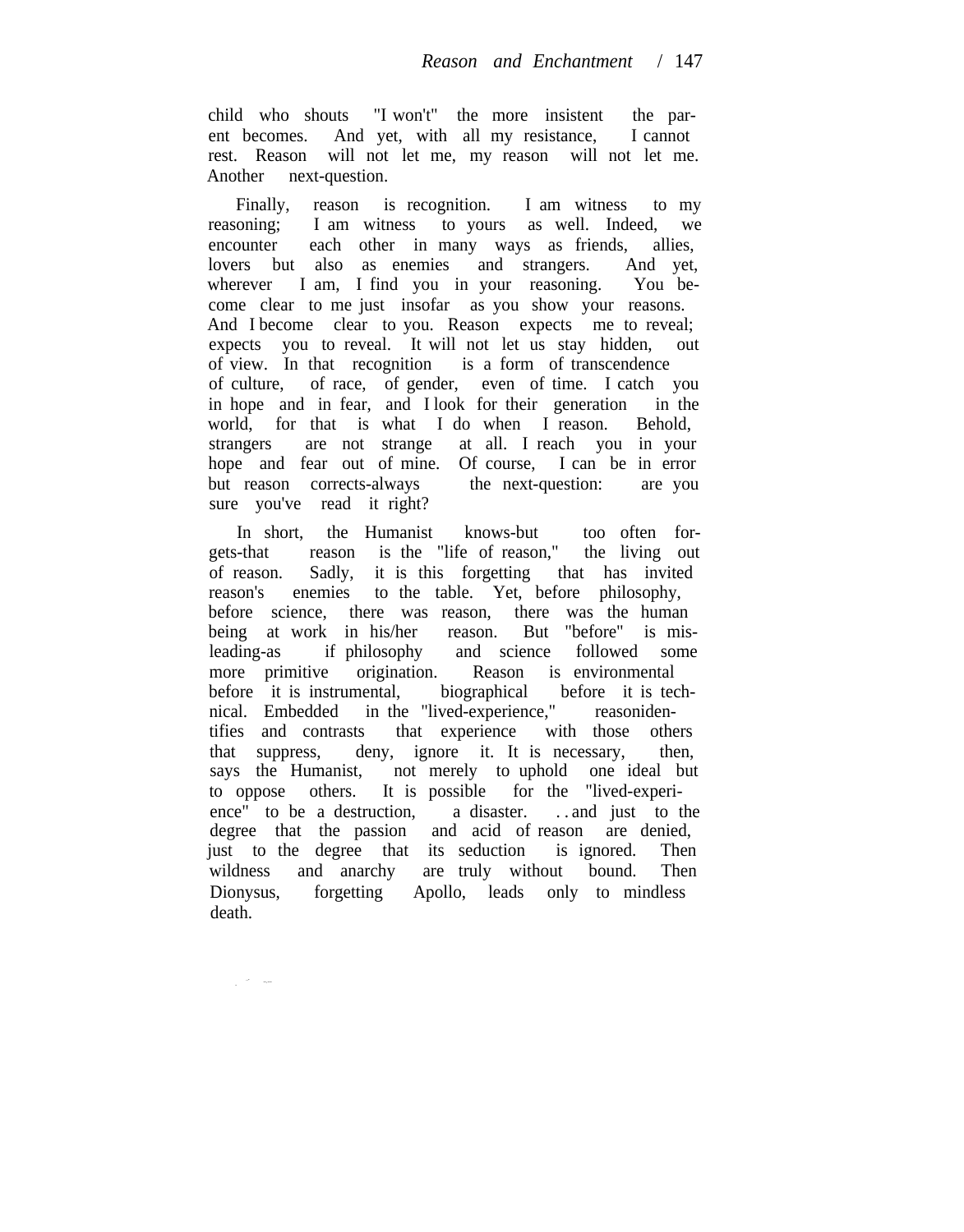child who shouts "I won't" the more insistent the parent becomes. And yet, with all my resistance, I cannot rest. Reason will not let me, my reason will not let me. Another next-question.

Finally, reason is recognition. I am witness to my reasoning; I am witness to yours as well. Indeed, we encounter each other in many ways as friends, allies, lovers but also as enemies and strangers. And yet, wherever I am, I find you in your reasoning. You become clear to me just insofar as you show your reasons. And I become clear to you. Reason expects me to reveal; expects you to reveal. It will not let us stay hidden, out of view. In that recognition is a form of transcendence of culture, of race, of gender, even of time. I catch you in hope and in fear, and I look for their generation in the world, for that is what I do when I reason. Behold, strangers are not strange at all. I reach you in your hope and fear out of mine. Of course, I can be in error but reason corrects-always the next-question: are you sure you've read it right?

In short, the Humanist knows-but too often forgets-that reason is the "life of reason," the living out of reason. Sadly, it is this forgetting that has invited reason's enemies to the table. Yet, before philosophy, before science, there was reason, there was the human being at work in his/her reason. But "before" is misleading-as if philosophy and science followed some more primitive origination. Reason is environmental before it is instrumental, biographical before it is technical. Embedded in the "lived-experience," reasoniden-tifies and contrasts that experience with those others that suppress, deny, ignore it. It is necessary, then, says the Humanist, not merely to uphold one ideal but to oppose others. It is possible for the "lived-experience" to be a destruction, a disaster. . . and just to the degree that the passion and acid of reason are denied, just to the degree that its seduction is ignored. Then wildness and anarchy are truly without bound. Then Dionysus, forgetting Apollo, leads only to mindless death.